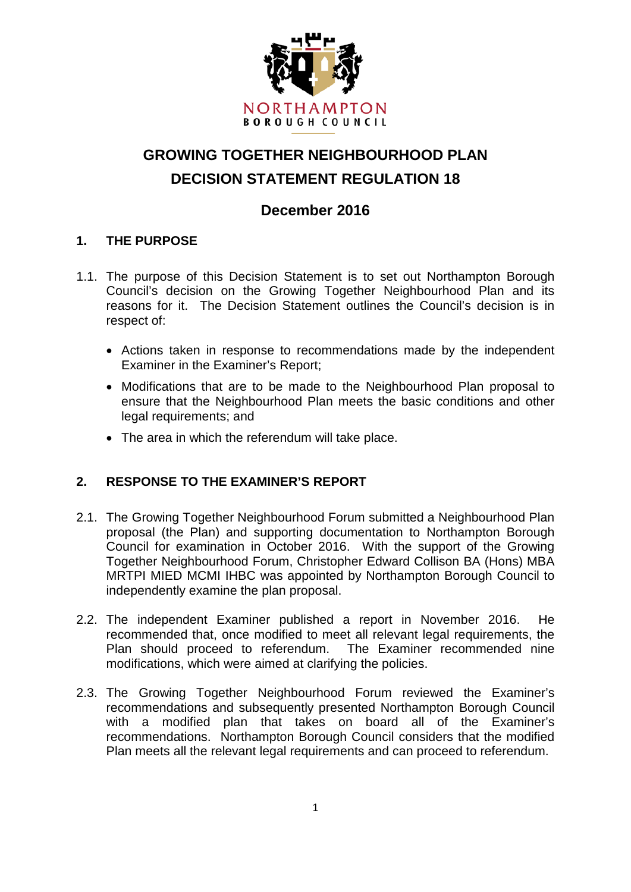NORTHAMPTON
BOROUGH COUNCIL

# GROWING TOGETHER NEIGHBOURHOOD PLAN
# DECISION STATEMENT REGULATION 18

## December 2016

### 1. THE PURPOSE

1.1. The purpose of this Decision Statement is to set out Northampton Borough Council's decision on the Growing Together Neighbourhood Plan and its reasons for it. The Decision Statement outlines the Council's decision is in respect of:

- Actions taken in response to recommendations made by the independent Examiner in the Examiner's Report;
- Modifications that are to be made to the Neighbourhood Plan proposal to ensure that the Neighbourhood Plan meets the basic conditions and other legal requirements; and
- The area in which the referendum will take place.

### 2. RESPONSE TO THE EXAMINER'S REPORT

2.1. The Growing Together Neighbourhood Forum submitted a Neighbourhood Plan proposal (the Plan) and supporting documentation to Northampton Borough Council for examination in October 2016. With the support of the Growing Together Neighbourhood Forum, Christopher Edward Collison BA (Hons) MBA MRTPI MIED MCMI IHBC was appointed by Northampton Borough Council to independently examine the plan proposal.

2.2. The independent Examiner published a report in November 2016. He recommended that, once modified to meet all relevant legal requirements, the Plan should proceed to referendum. The Examiner recommended nine modifications, which were aimed at clarifying the policies.

2.3. The Growing Together Neighbourhood Forum reviewed the Examiner's recommendations and subsequently presented Northampton Borough Council with a modified plan that takes on board all of the Examiner's recommendations. Northampton Borough Council considers that the modified Plan meets all the relevant legal requirements and can proceed to referendum.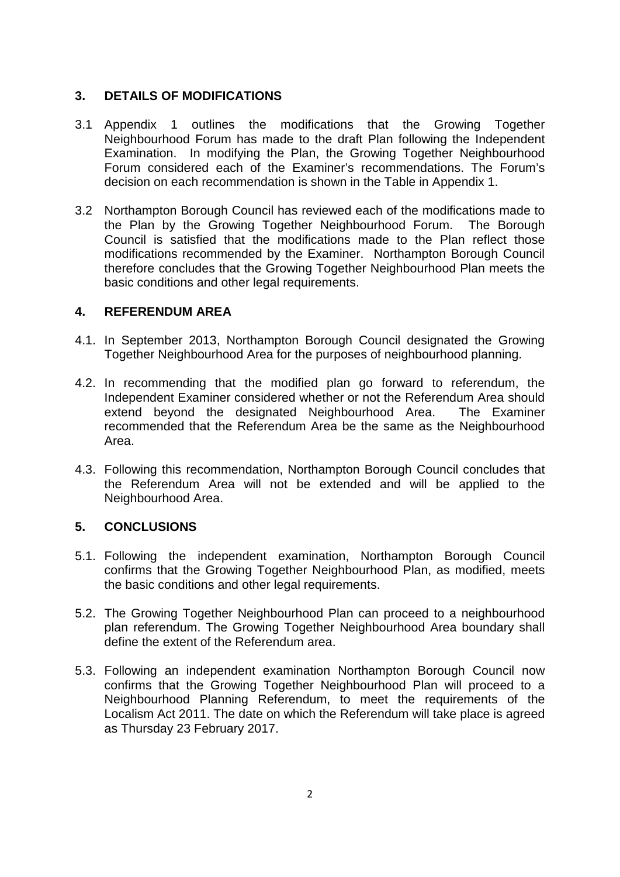## 3. DETAILS OF MODIFICATIONS

3.1 Appendix 1 outlines the modifications that the Growing Together Neighbourhood Forum has made to the draft Plan following the Independent Examination. In modifying the Plan, the Growing Together Neighbourhood Forum considered each of the Examiner's recommendations. The Forum's decision on each recommendation is shown in the Table in Appendix 1.

3.2 Northampton Borough Council has reviewed each of the modifications made to the Plan by the Growing Together Neighbourhood Forum. The Borough Council is satisfied that the modifications made to the Plan reflect those modifications recommended by the Examiner. Northampton Borough Council therefore concludes that the Growing Together Neighbourhood Plan meets the basic conditions and other legal requirements.

## 4. REFERENDUM AREA

4.1. In September 2013, Northampton Borough Council designated the Growing Together Neighbourhood Area for the purposes of neighbourhood planning.

4.2. In recommending that the modified plan go forward to referendum, the Independent Examiner considered whether or not the Referendum Area should extend beyond the designated Neighbourhood Area. The Examiner recommended that the Referendum Area be the same as the Neighbourhood Area.

4.3. Following this recommendation, Northampton Borough Council concludes that the Referendum Area will not be extended and will be applied to the Neighbourhood Area.

## 5. CONCLUSIONS

5.1. Following the independent examination, Northampton Borough Council confirms that the Growing Together Neighbourhood Plan, as modified, meets the basic conditions and other legal requirements.

5.2. The Growing Together Neighbourhood Plan can proceed to a neighbourhood plan referendum. The Growing Together Neighbourhood Area boundary shall define the extent of the Referendum area.

5.3. Following an independent examination Northampton Borough Council now confirms that the Growing Together Neighbourhood Plan will proceed to a Neighbourhood Planning Referendum, to meet the requirements of the Localism Act 2011. The date on which the Referendum will take place is agreed as Thursday 23 February 2017.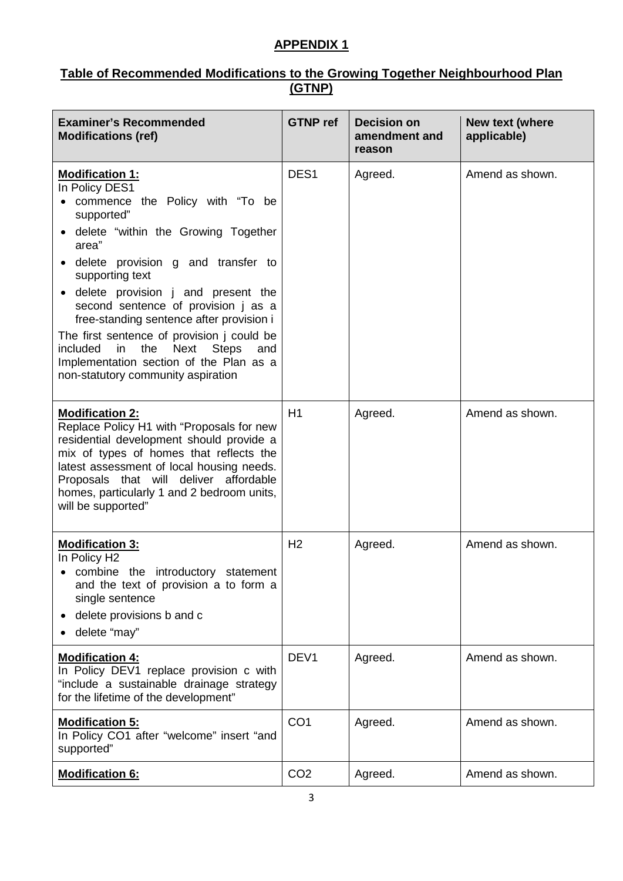# APPENDIX 1

## Table of Recommended Modifications to the Growing Together Neighbourhood Plan (GTNP)

| Examiner's Recommended Modifications (ref) | GTNP ref | Decision on amendment and reason | New text (where applicable) |
|---|---|---|---|
| **Modification 1:**<br>In Policy DES1<br>• commence the Policy with "To be supported"<br>• delete "within the Growing Together area"<br>• delete provision g and transfer to supporting text<br>• delete provision j and present the second sentence of provision j as a free-standing sentence after provision i<br>The first sentence of provision j could be included in the Next Steps and Implementation section of the Plan as a non-statutory community aspiration | DES1 | Agreed. | Amend as shown. |
| **Modification 2:**<br>Replace Policy H1 with "Proposals for new residential development should provide a mix of types of homes that reflects the latest assessment of local housing needs. Proposals that will deliver affordable homes, particularly 1 and 2 bedroom units, will be supported" | H1 | Agreed. | Amend as shown. |
| **Modification 3:**<br>In Policy H2<br>• combine the introductory statement and the text of provision a to form a single sentence<br>• delete provisions b and c<br>• delete "may" | H2 | Agreed. | Amend as shown. |
| **Modification 4:**<br>In Policy DEV1 replace provision c with "include a sustainable drainage strategy for the lifetime of the development" | DEV1 | Agreed. | Amend as shown. |
| **Modification 5:**<br>In Policy CO1 after "welcome" insert "and supported" | CO1 | Agreed. | Amend as shown. |
| **Modification 6:** | CO2 | Agreed. | Amend as shown. |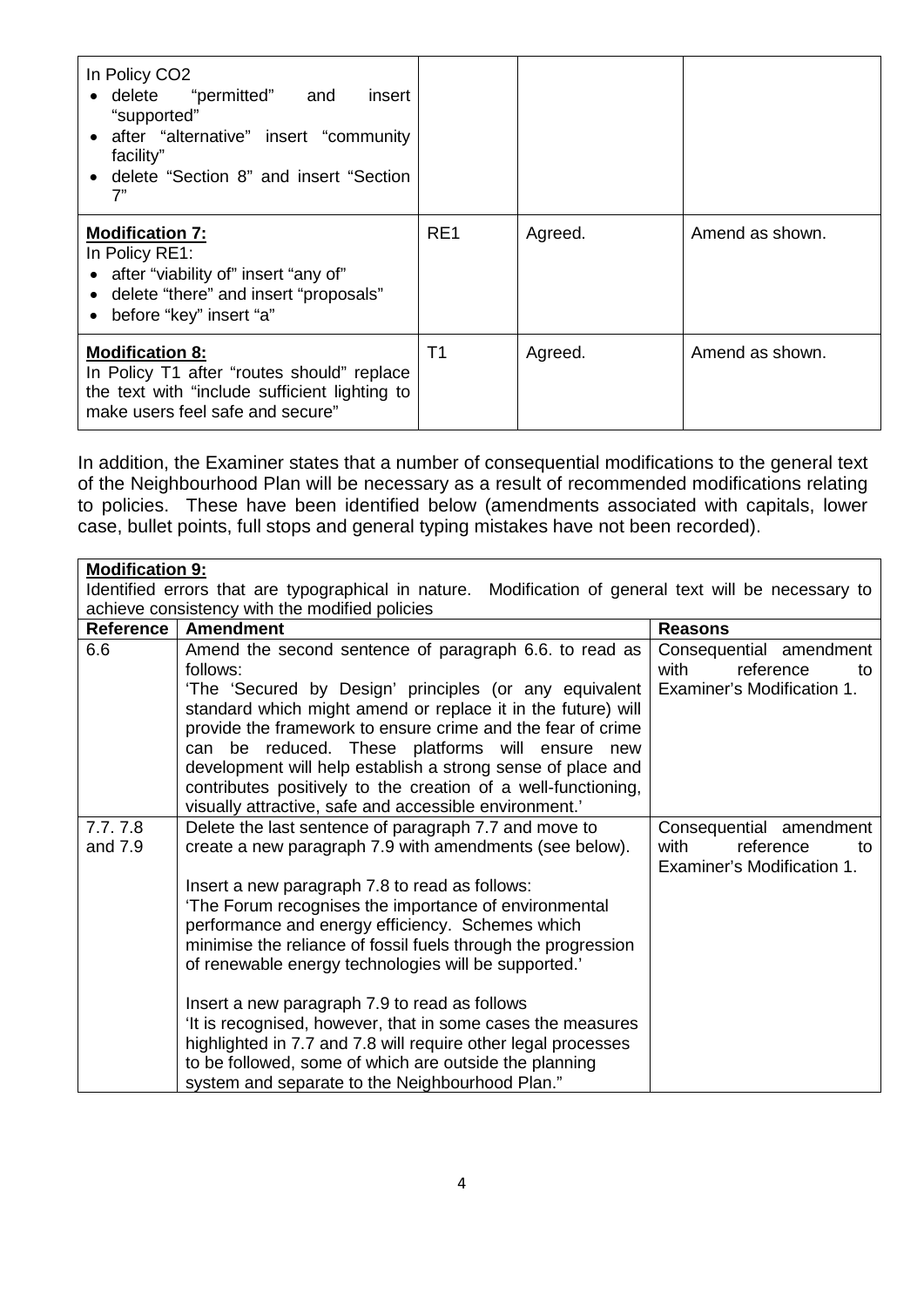| | | | |
|---|---|---|---|
| In Policy CO2<br>• delete "permitted" and insert "supported"<br>• after "alternative" insert "community facility"<br>• delete "Section 8" and insert "Section 7" | | | |
| **Modification 7:**<br>In Policy RE1:<br>• after "viability of" insert "any of"<br>• delete "there" and insert "proposals"<br>• before "key" insert "a" | RE1 | Agreed. | Amend as shown. |
| **Modification 8:**<br>In Policy T1 after "routes should" replace the text with "include sufficient lighting to make users feel safe and secure" | T1 | Agreed. | Amend as shown. |

In addition, the Examiner states that a number of consequential modifications to the general text of the Neighbourhood Plan will be necessary as a result of recommended modifications relating to policies. These have been identified below (amendments associated with capitals, lower case, bullet points, full stops and general typing mistakes have not been recorded).

| **Modification 9:**<br>Identified errors that are typographical in nature. Modification of general text will be necessary to achieve consistency with the modified policies | | |
|---|---|---|
| **Reference** | **Amendment** | **Reasons** |
| 6.6 | Amend the second sentence of paragraph 6.6. to read as follows:<br>'The 'Secured by Design' principles (or any equivalent standard which might amend or replace it in the future) will provide the framework to ensure crime and the fear of crime can be reduced. These platforms will ensure new development will help establish a strong sense of place and contributes positively to the creation of a well-functioning, visually attractive, safe and accessible environment.' | Consequential amendment with reference to Examiner's Modification 1. |
| 7.7. 7.8 and 7.9 | Delete the last sentence of paragraph 7.7 and move to create a new paragraph 7.9 with amendments (see below).<br><br>Insert a new paragraph 7.8 to read as follows:<br>'The Forum recognises the importance of environmental performance and energy efficiency. Schemes which minimise the reliance of fossil fuels through the progression of renewable energy technologies will be supported.'<br><br>Insert a new paragraph 7.9 to read as follows<br>'It is recognised, however, that in some cases the measures highlighted in 7.7 and 7.8 will require other legal processes to be followed, some of which are outside the planning system and separate to the Neighbourhood Plan." | Consequential amendment with reference to Examiner's Modification 1. |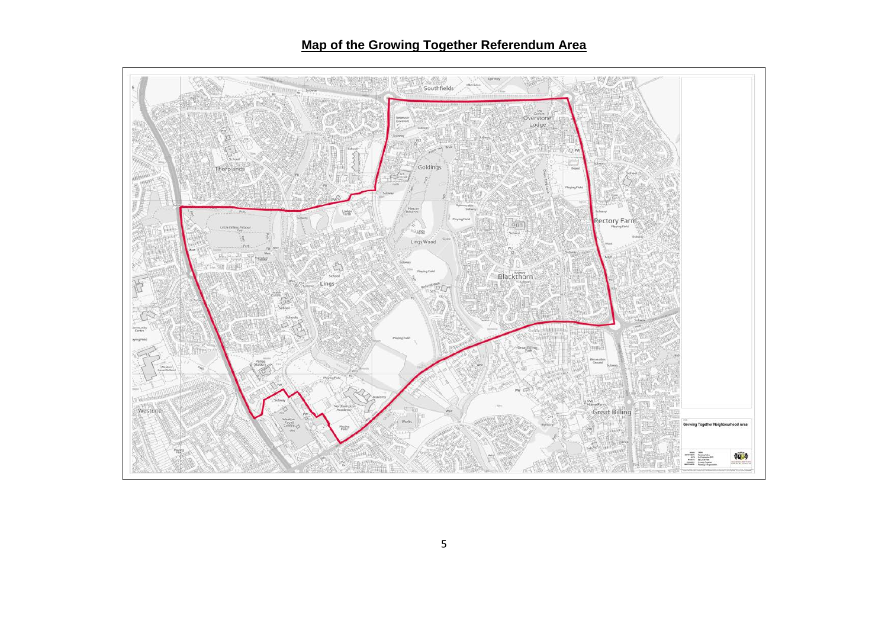## Map of the Growing Together Referendum Area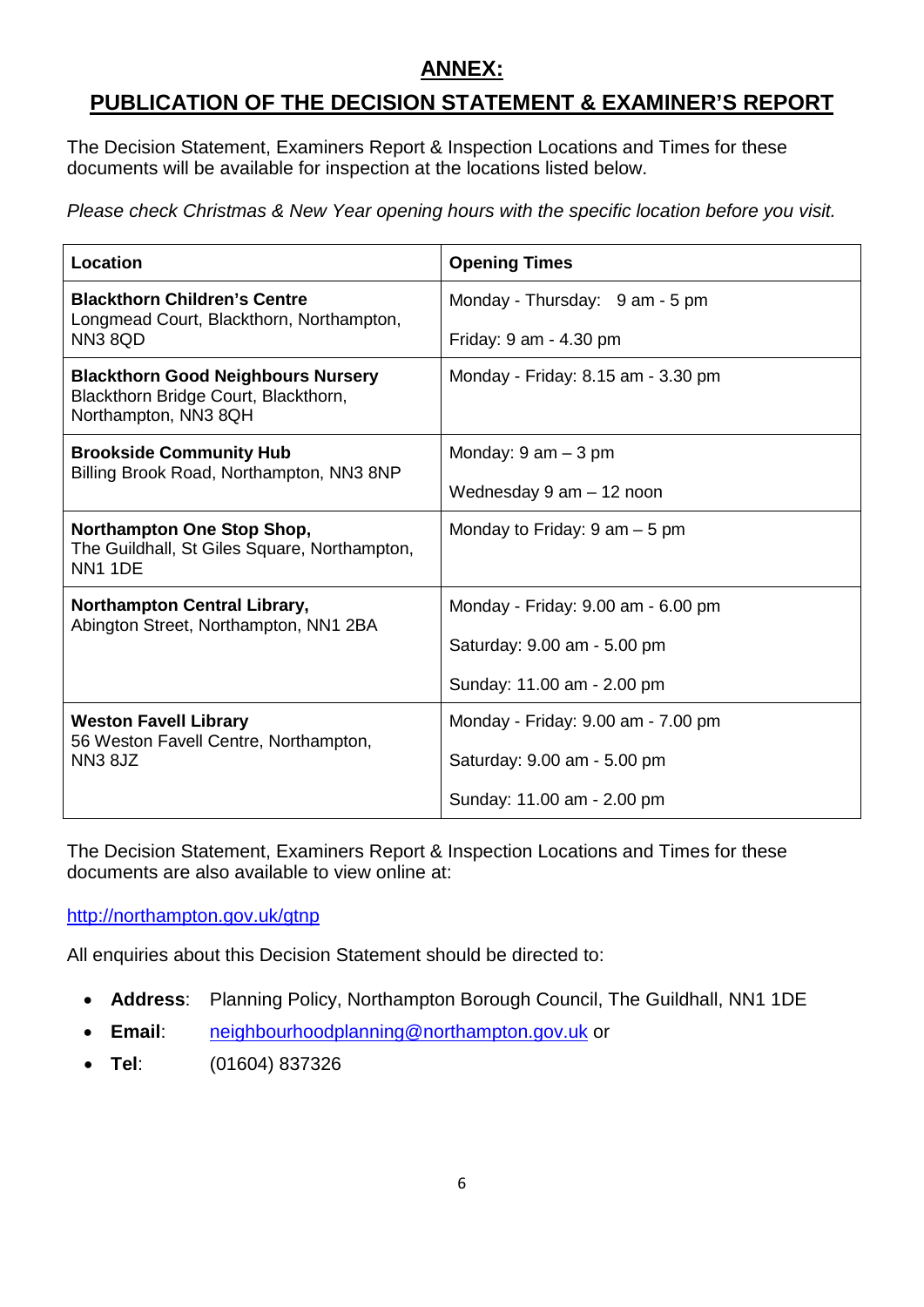# ANNEX:

## PUBLICATION OF THE DECISION STATEMENT & EXAMINER'S REPORT

The Decision Statement, Examiners Report & Inspection Locations and Times for these documents will be available for inspection at the locations listed below.

*Please check Christmas & New Year opening hours with the specific location before you visit.*

| Location | Opening Times |
|---|---|
| **Blackthorn Children's Centre**<br>Longmead Court, Blackthorn, Northampton, NN3 8QD | Monday - Thursday: 9 am - 5 pm<br><br>Friday: 9 am - 4.30 pm |
| **Blackthorn Good Neighbours Nursery**<br>Blackthorn Bridge Court, Blackthorn, Northampton, NN3 8QH | Monday - Friday: 8.15 am - 3.30 pm |
| **Brookside Community Hub**<br>Billing Brook Road, Northampton, NN3 8NP | Monday: 9 am – 3 pm<br><br>Wednesday 9 am – 12 noon |
| **Northampton One Stop Shop,**<br>The Guildhall, St Giles Square, Northampton, NN1 1DE | Monday to Friday: 9 am – 5 pm |
| **Northampton Central Library,**<br>Abington Street, Northampton, NN1 2BA | Monday - Friday: 9.00 am - 6.00 pm<br><br>Saturday: 9.00 am - 5.00 pm<br><br>Sunday: 11.00 am - 2.00 pm |
| **Weston Favell Library**<br>56 Weston Favell Centre, Northampton, NN3 8JZ | Monday - Friday: 9.00 am - 7.00 pm<br><br>Saturday: 9.00 am - 5.00 pm<br><br>Sunday: 11.00 am - 2.00 pm |

The Decision Statement, Examiners Report & Inspection Locations and Times for these documents are also available to view online at:

http://northampton.gov.uk/gtnp

All enquiries about this Decision Statement should be directed to:

- **Address**: Planning Policy, Northampton Borough Council, The Guildhall, NN1 1DE
- **Email**: neighbourhoodplanning@northampton.gov.uk or
- **Tel**: (01604) 837326